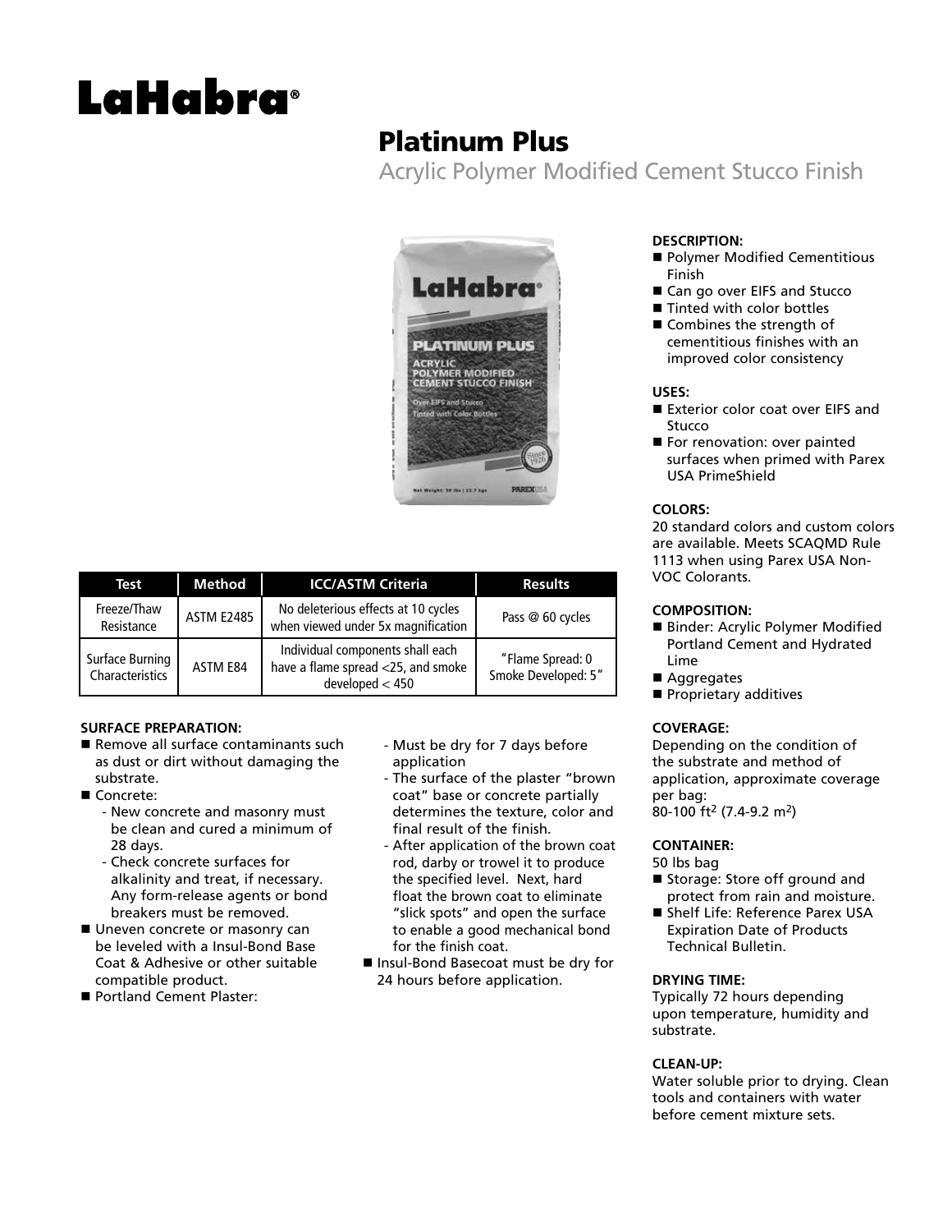# LaHabra®

## Platinum Plus

Acrylic Polymer Modified Cement Stucco Finish

| Test | Method | ICC/ASTM Criteria | Results |
|---|---|---|---|
| Freeze/Thaw Resistance | ASTM E2485 | No deleterious effects at 10 cycles when viewed under 5x magnification | Pass @ 60 cycles |
| Surface Burning Characteristics | ASTM E84 | Individual components shall each have a flame spread <25, and smoke developed < 450 | "Flame Spread: 0 Smoke Developed: 5" |

**SURFACE PREPARATION:**

- Remove all surface contaminants such as dust or dirt without damaging the substrate.
- Concrete:
  - New concrete and masonry must be clean and cured a minimum of 28 days.
  - Check concrete surfaces for alkalinity and treat, if necessary. Any form-release agents or bond breakers must be removed.
- Uneven concrete or masonry can be leveled with a Insul-Bond Base Coat & Adhesive or other suitable compatible product.
- Portland Cement Plaster:
  - Must be dry for 7 days before application
  - The surface of the plaster "brown coat" base or concrete partially determines the texture, color and final result of the finish.
  - After application of the brown coat rod, darby or trowel it to produce the specified level. Next, hard float the brown coat to eliminate "slick spots" and open the surface to enable a good mechanical bond for the finish coat.
- Insul-Bond Basecoat must be dry for 24 hours before application.

**DESCRIPTION:**

- Polymer Modified Cementitious Finish
- Can go over EIFS and Stucco
- Tinted with color bottles
- Combines the strength of cementitious finishes with an improved color consistency

**USES:**

- Exterior color coat over EIFS and Stucco
- For renovation: over painted surfaces when primed with Parex USA PrimeShield

**COLORS:**

20 standard colors and custom colors are available. Meets SCAQMD Rule 1113 when using Parex USA Non-VOC Colorants.

**COMPOSITION:**

- Binder: Acrylic Polymer Modified Portland Cement and Hydrated Lime
- Aggregates
- Proprietary additives

**COVERAGE:**

Depending on the condition of the substrate and method of application, approximate coverage per bag:
80-100 ft$^2$ (7.4-9.2 m$^2$)

**CONTAINER:**

50 lbs bag

- Storage: Store off ground and protect from rain and moisture.
- Shelf Life: Reference Parex USA Expiration Date of Products Technical Bulletin.

**DRYING TIME:**

Typically 72 hours depending upon temperature, humidity and substrate.

**CLEAN-UP:**

Water soluble prior to drying. Clean tools and containers with water before cement mixture sets.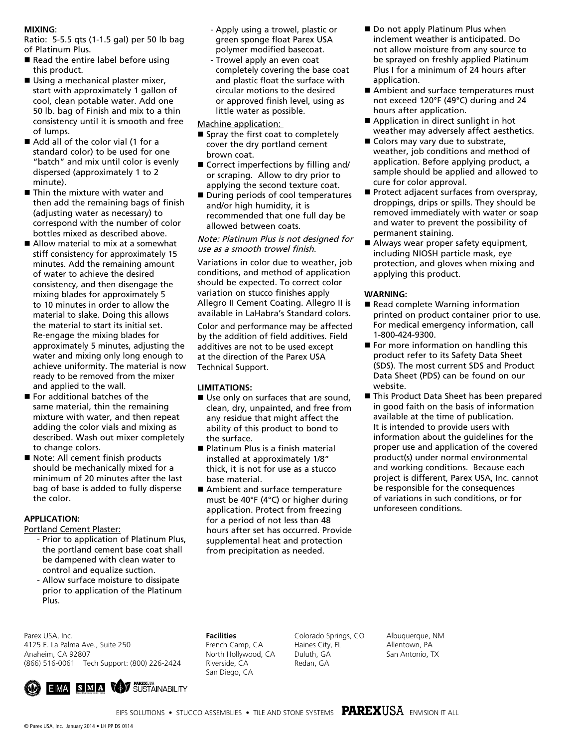**MIXING**:

Ratio: 5-5.5 qts (1-1.5 gal) per 50 lb bag of Platinum Plus.

- Read the entire label before using this product.
- Using a mechanical plaster mixer, start with approximately 1 gallon of cool, clean potable water. Add one 50 lb. bag of Finish and mix to a thin consistency until it is smooth and free of lumps.
- Add all of the color vial (1 for a standard color) to be used for one "batch" and mix until color is evenly dispersed (approximately 1 to 2 minute).
- Thin the mixture with water and then add the remaining bags of finish (adjusting water as necessary) to correspond with the number of color bottles mixed as described above.
- Allow material to mix at a somewhat stiff consistency for approximately 15 minutes. Add the remaining amount of water to achieve the desired consistency, and then disengage the mixing blades for approximately 5 to 10 minutes in order to allow the material to slake. Doing this allows the material to start its initial set. Re-engage the mixing blades for approximately 5 minutes, adjusting the water and mixing only long enough to achieve uniformity. The material is now ready to be removed from the mixer and applied to the wall.
- For additional batches of the same material, thin the remaining mixture with water, and then repeat adding the color vials and mixing as described. Wash out mixer completely to change colors.
- Note: All cement finish products should be mechanically mixed for a minimum of 20 minutes after the last bag of base is added to fully disperse the color.

**APPLICATION:**

Portland Cement Plaster:

- Prior to application of Platinum Plus, the portland cement base coat shall be dampened with clean water to control and equalize suction.
- Allow surface moisture to dissipate prior to application of the Platinum Plus.
- Apply using a trowel, plastic or green sponge float Parex USA polymer modified basecoat.
- Trowel apply an even coat completely covering the base coat and plastic float the surface with circular motions to the desired or approved finish level, using as little water as possible.

Machine application:

- Spray the first coat to completely cover the dry portland cement brown coat.
- Correct imperfections by filling and/or scraping. Allow to dry prior to applying the second texture coat.
- During periods of cool temperatures and/or high humidity, it is recommended that one full day be allowed between coats.

*Note: Platinum Plus is not designed for use as a smooth trowel finish.*

Variations in color due to weather, job conditions, and method of application should be expected. To correct color variation on stucco finishes apply Allegro II Cement Coating. Allegro II is available in LaHabra's Standard colors.

Color and performance may be affected by the addition of field additives. Field additives are not to be used except at the direction of the Parex USA Technical Support.

**LIMITATIONS:**

- Use only on surfaces that are sound, clean, dry, unpainted, and free from any residue that might affect the ability of this product to bond to the surface.
- Platinum Plus is a finish material installed at approximately 1/8" thick, it is not for use as a stucco base material.
- Ambient and surface temperature must be 40°F (4°C) or higher during application. Protect from freezing for a period of not less than 48 hours after set has occurred. Provide supplemental heat and protection from precipitation as needed.
- Do not apply Platinum Plus when inclement weather is anticipated. Do not allow moisture from any source to be sprayed on freshly applied Platinum Plus I for a minimum of 24 hours after application.
- Ambient and surface temperatures must not exceed 120°F (49°C) during and 24 hours after application.
- Application in direct sunlight in hot weather may adversely affect aesthetics.
- Colors may vary due to substrate, weather, job conditions and method of application. Before applying product, a sample should be applied and allowed to cure for color approval.
- Protect adjacent surfaces from overspray, droppings, drips or spills. They should be removed immediately with water or soap and water to prevent the possibility of permanent staining.
- Always wear proper safety equipment, including NIOSH particle mask, eye protection, and gloves when mixing and applying this product.

**WARNING:**

- Read complete Warning information printed on product container prior to use. For medical emergency information, call 1-800-424-9300.
- For more information on handling this product refer to its Safety Data Sheet (SDS). The most current SDS and Product Data Sheet (PDS) can be found on our website.
- This Product Data Sheet has been prepared in good faith on the basis of information available at the time of publication. It is intended to provide users with information about the guidelines for the proper use and application of the covered product(s) under normal environmental and working conditions. Because each project is different, Parex USA, Inc. cannot be responsible for the consequences of variations in such conditions, or for unforeseen conditions.

Parex USA, Inc.
4125 E. La Palma Ave., Suite 250
Anaheim, CA 92807
(866) 516-0061 Tech Support: (800) 226-2424

**Facilities**
French Camp, CA
North Hollywood, CA
Riverside, CA
San Diego, CA
Colorado Springs, CO
Haines City, FL
Duluth, GA
Redan, GA
Albuquerque, NM
Allentown, PA
San Antonio, TX

EIMA SMA PAREXUSA SUSTAINABILITY

EIFS SOLUTIONS • STUCCO ASSEMBLIES • TILE AND STONE SYSTEMS **PAREX**USA ENVISION IT ALL

© Parex USA, Inc. January 2014 • LH PP DS 0114